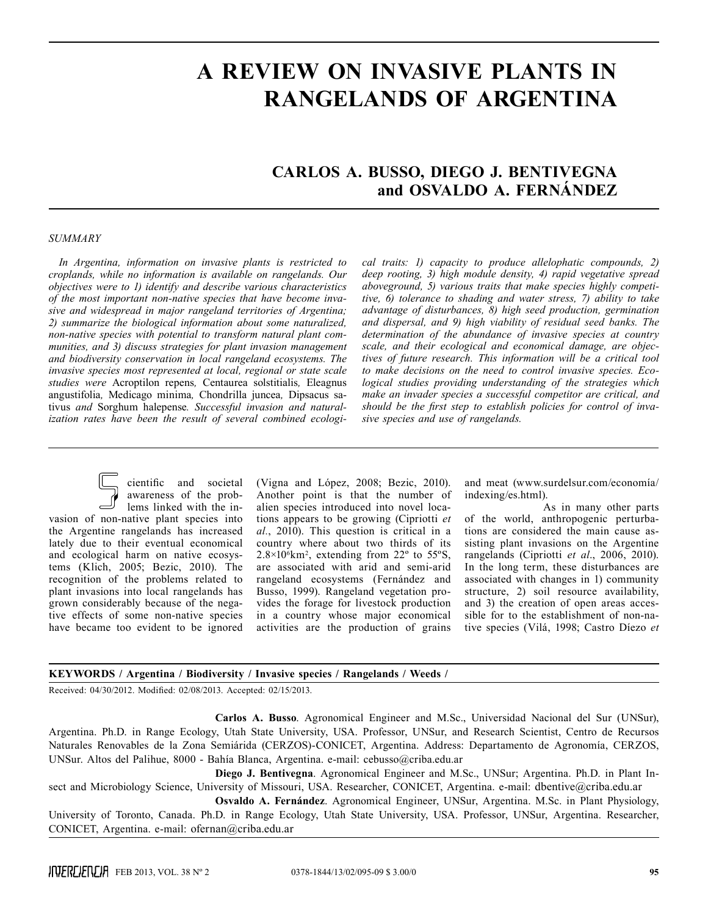# A REVIEW ON INVASIVE PLANTS IN RANGELANDS OF ARGENTINA

## CARLOS A. BUSSO, DIEGO J. BENTIVEGNA and OSVALDO A. FERNÁNDEZ

### SUMMARY

*In Argentina, information on invasive plants is restricted to croplands, while no information is available on rangelands. Our objectives were to 1) identify and describe various characteristics of the most important non-native species that have become invasive and widespread in major rangeland territories of Argentina; 2) summarize the biological information about some naturalized, non-native species with potential to transform natural plant communities, and 3) discuss strategies for plant invasion management and biodiversity conservation in local rangeland ecosystems. The invasive species most represented at local, regional or state scale studies were* Acroptilon repens*,* Centaurea solstitialis*,* Eleagnus angustifolia*,* Medicago minima*,* Chondrilla juncea*,* Dipsacus sativus *and* Sorghum halepense*. Successful invasion and naturalization rates have been the result of several combined ecological traits: 1) capacity to produce allelophatic compounds, 2) deep rooting, 3) high module density, 4) rapid vegetative spread aboveground, 5) various traits that make species highly competitive, 6) tolerance to shading and water stress, 7) ability to take advantage of disturbances, 8) high seed production, germination and dispersal, and 9) high viability of residual seed banks. The determination of the abundance of invasive species at country scale, and their ecological and economical damage, are objectives of future research. This information will be a critical tool to make decisions on the need to control invasive species. Ecological studies providing understanding of the strategies which make an invader species a successful competitor are critical, and should be the first step to establish policies for control of invasive species and use of rangelands.*

Scientific and societal awareness of the problems linked with the invasion of non-native plant species into the Argentine rangelands has increased lately due to their eventual economical and ecological harm on native ecosystems (Klich, 2005; Bezic, 2010). The recognition of the problems related to plant invasions into local rangelands has grown considerably because of the negative effects of some non-native species have became too evident to be ignored (Vigna and López, 2008; Bezic, 2010). Another point is that the number of alien species introduced into novel locations appears to be growing (Cipriotti *et al*., 2010). This question is critical in a country where about two thirds of its $2.8{\times}10^6$km$^2$, extending from 22º to 55ºS, are associated with arid and semi-arid rangeland ecosystems (Fernández and Busso, 1999). Rangeland vegetation provides the forage for livestock production in a country whose major economical activities are the production of grains and meat (www.surdelsur.com/economía/indexing/es.html).

As in many other parts of the world, anthropogenic perturbations are considered the main cause assisting plant invasions on the Argentine rangelands (Cipriotti *et al*., 2006, 2010). In the long term, these disturbances are associated with changes in 1) community structure, 2) soil resource availability, and 3) the creation of open areas accessible for to the establishment of non-native species (Vilá, 1998; Castro Díezo *et*

**KEYWORDS / Argentina / Biodiversity / Invasive species / Rangelands / Weeds /**

Received: 04/30/2012. Modified: 02/08/2013. Accepted: 02/15/2013.

**Carlos A. Busso**. Agronomical Engineer and M.Sc., Universidad Nacional del Sur (UNSur), Argentina. Ph.D. in Range Ecology, Utah State University, USA. Professor, UNSur, and Research Scientist, Centro de Recursos Naturales Renovables de la Zona Semiárida (CERZOS)-CONICET, Argentina. Address: Departamento de Agronomía, CERZOS, UNSur. Altos del Palihue, 8000 - Bahía Blanca, Argentina. e-mail: cebusso@criba.edu.ar

**Diego J. Bentivegna**. Agronomical Engineer and M.Sc., UNSur; Argentina. Ph.D. in Plant Insect and Microbiology Science, University of Missouri, USA. Researcher, CONICET, Argentina. e-mail: dbentive@criba.edu.ar

**Osvaldo A. Fernández**. Agronomical Engineer, UNSur, Argentina. M.Sc. in Plant Physiology, University of Toronto, Canada. Ph.D. in Range Ecology, Utah State University, USA. Professor, UNSur, Argentina. Researcher, CONICET, Argentina. e-mail: ofernan@criba.edu.ar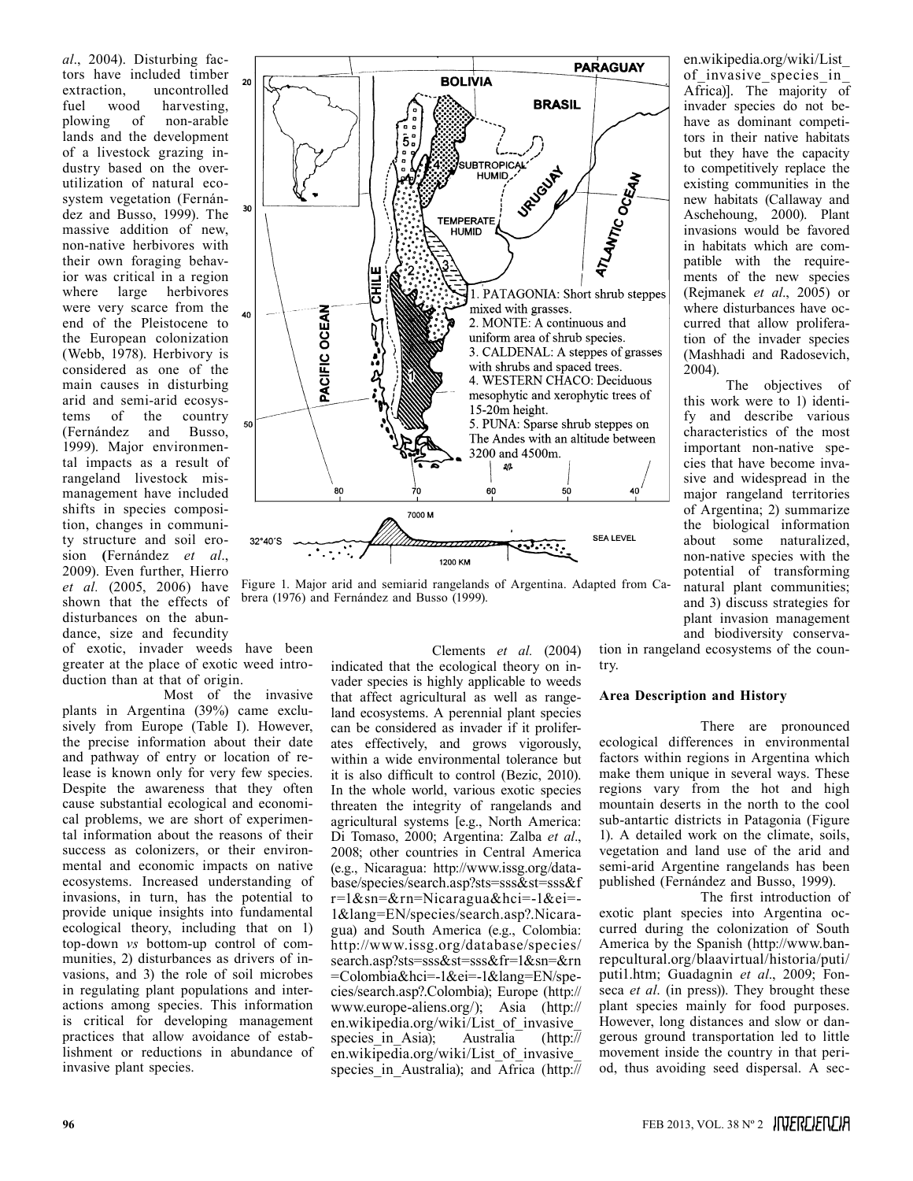al., 2004). Disturbing factors have included timber extraction, uncontrolled fuel wood harvesting, plowing of non-arable lands and the development of a livestock grazing industry based on the over-utilization of natural ecosystem vegetation (Fernández and Busso, 1999). The massive addition of new, non-native herbivores with their own foraging behavior was critical in a region where large herbivores were very scarce from the end of the Pleistocene to the European colonization (Webb, 1978). Herbivory is considered as one of the main causes in disturbing arid and semi-arid ecosystems of the country (Fernández and Busso, 1999). Major environmental impacts as a result of rangeland livestock mismanagement have included shifts in species composition, changes in community structure and soil erosion (Fernández *et al*., 2009). Even further, Hierro *et al.* (2005, 2006) have shown that the effects of disturbances on the abundance, size and fecundity of exotic, invader weeds have been greater at the place of exotic weed introduction than at that of origin.

Figure 1. Major arid and semiarid rangelands of Argentina. Adapted from Cabrera (1976) and Fernández and Busso (1999).

Most of the invasive plants in Argentina (39%) came exclusively from Europe (Table I). However, the precise information about their date and pathway of entry or location of release is known only for very few species. Despite the awareness that they often cause substantial ecological and economical problems, we are short of experimental information about the reasons of their success as colonizers, or their environmental and economic impacts on native ecosystems. Increased understanding of invasions, in turn, has the potential to provide unique insights into fundamental ecological theory, including that on 1) top-down *vs* bottom-up control of communities, 2) disturbances as drivers of invasions, and 3) the role of soil microbes in regulating plant populations and interactions among species. This information is critical for developing management practices that allow avoidance of establishment or reductions in abundance of invasive plant species.

Clements *et al.* (2004) indicated that the ecological theory on invader species is highly applicable to weeds that affect agricultural as well as rangeland ecosystems. A perennial plant species can be considered as invader if it proliferates effectively, and grows vigorously, within a wide environmental tolerance but it is also difficult to control (Bezic, 2010). In the whole world, various exotic species threaten the integrity of rangelands and agricultural systems [e.g., North America: Di Tomaso, 2000; Argentina: Zalba *et al*., 2008; other countries in Central America (e.g., Nicaragua: http://www.issg.org/database/species/search.asp?sts=sss&st=sss&fr=1&sn=&rn=Nicaragua&hci=-1&ei=-1&lang=EN/species/search.asp?.Nicaragua) and South America (e.g., Colombia: http://www.issg.org/database/species/search.asp?sts=sss&st=sss&fr=1&sn=&rn=Colombia&hci=-1&ei=-1&lang=EN/species/search.asp?.Colombia); Europe (http://www.europe-aliens.org/); Asia (http://en.wikipedia.org/wiki/List_of_invasive_species_in_Asia); Australia (http://en.wikipedia.org/wiki/List_of_invasive_species_in_Australia); and Africa (http://en.wikipedia.org/wiki/List_of_invasive_species_in_Africa)]. The majority of invader species do not behave as dominant competitors in their native habitats but they have the capacity to competitively replace the existing communities in the new habitats (Callaway and Aschehoung, 2000). Plant invasions would be favored in habitats which are compatible with the requirements of the new species (Rejmanek *et al*., 2005) or where disturbances have occurred that allow proliferation of the invader species (Mashhadi and Radosevich, 2004).

The objectives of this work were to 1) identify and describe various characteristics of the most important non-native species that have become invasive and widespread in the major rangeland territories of Argentina; 2) summarize the biological information about some naturalized, non-native species with the potential of transforming natural plant communities; and 3) discuss strategies for plant invasion management and biodiversity conservation in rangeland ecosystems of the country.

**Area Description and History**

There are pronounced ecological differences in environmental factors within regions in Argentina which make them unique in several ways. These regions vary from the hot and high mountain deserts in the north to the cool sub-antartic districts in Patagonia (Figure 1). A detailed work on the climate, soils, vegetation and land use of the arid and semi-arid Argentine rangelands has been published (Fernández and Busso, 1999).

The first introduction of exotic plant species into Argentina occurred during the colonization of South America by the Spanish (http://www.banrepcultural.org/blaavirtual/historia/puti/puti1.htm; Guadagnin *et al*., 2009; Fonseca *et al*. (in press)). They brought these plant species mainly for food purposes. However, long distances and slow or dangerous ground transportation led to little movement inside the country in that period, thus avoiding seed dispersal. A sec-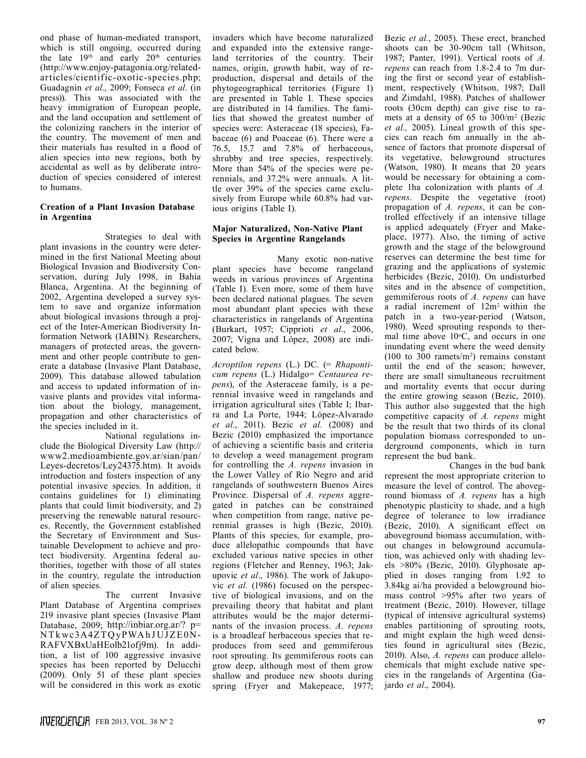ond phase of human-mediated transport, which is still ongoing, occurred during the late 19th and early 20th centuries (http://www.enjoy-patagonia.org/related-articles/cientific-oxotic-species.php; Guadagnin *et al*., 2009; Fonseca *et al*. (in press)). This was associated with the heavy immigration of European people, and the land occupation and settlement of the colonizing ranchers in the interior of the country. The movement of men and their materials has resulted in a flood of alien species into new regions, both by accidental as well as by deliberate introduction of species considered of interest to humans.

**Creation of a Plant Invasion Database in Argentina**

Strategies to deal with plant invasions in the country were determined in the first National Meeting about Biological Invasion and Biodiversity Conservation, during July 1998, in Bahía Blanca, Argentina. At the beginning of 2002, Argentina developed a survey system to save and organize information about biological invasions through a project of the Inter-American Biodiversity Information Network (IABIN). Researchers, managers of protected areas, the government and other people contribute to generate a database (Invasive Plant Database, 2009). This database allowed tabulation and access to updated information of invasive plants and provides vital information about the biology, management, propagation and other characteristics of the species included in it.

National regulations include the Biological Diversity Law (http://www2.medioambiente.gov.ar/sian/pan/Leyes-decretos/Ley24375.htm). It avoids introduction and fosters inspection of any potential invasive species. In addition, it contains guidelines for 1) eliminating plants that could limit biodiversity, and 2) preserving the renewable natural resources. Recently, the Government established the Secretary of Environment and Sustainable Development to achieve and protect biodiversity. Argentina federal authorities, together with those of all states in the country, regulate the introduction of alien species.

The current Invasive Plant Database of Argentina comprises 219 invasive plant species (Invasive Plant Database, 2009; http://inbiar.org.ar/?p=NTkwc3A4ZTQyPWAhJUJZE0N-RAFVXBxUaHEolb21ofj9m). In addition, a list of 100 aggressive invasive species has been reported by Delucchi (2009). Only 51 of these plant species will be considered in this work as exotic invaders which have become naturalized and expanded into the extensive rangeland territories of the country. Their names, origin, growth habit, way of reproduction, dispersal and details of the phytogeographical territories (Figure 1) are presented in Table I. These species are distributed in 14 families. The families that showed the greatest number of species were: Asteraceae (18 species), Fabaceae (6) and Poaceae (6). There were a 76.5, 15.7 and 7.8% of herbaceous, shrubby and tree species, respectively. More than 54% of the species were perennials, and 37.2% were annuals. A little over 39% of the species came exclusively from Europe while 60.8% had various origins (Table I).

**Major Naturalized, Non-Native Plant Species in Argentine Rangelands**

Many exotic non-native plant species have become rangeland weeds in various provinces of Argentina (Table I). Even more, some of them have been declared national plagues. The seven most abundant plant species with these characteristics in rangelands of Argentina (Burkart, 1957; Cipprioti *et al*., 2006, 2007; Vigna and López, 2008) are indicated below.

*Acroptilon repens* (L.) DC. (= *Rhaponticum repens* (L.) Hidalgo= *Centaurea repens*), of the Asteraceae family, is a perennial invasive weed in rangelands and irrigation agricultural sites (Table I; Ibarra and La Porte, 1944; López-Alvarado *et al*., 2011). Bezic *et al.* (2008) and Bezic (2010) emphasized the importance of achieving a scientific basis and criteria to develop a weed management program for controlling the *A. repens* invasion in the Lower Valley of Río Negro and arid rangelands of southwestern Buenos Aires Province. Dispersal of *A. repens* aggregated in patches can be constrained when competition from range, native perennial grasses is high (Bezic, 2010). Plants of this species, for example, produce allelopathic compounds that have excluded various native species in other regions (Fletcher and Renney, 1963; Jakupovic *et al*., 1986). The work of Jakupovic *et al.* (1986) focused on the perspective of biological invasions, and on the prevailing theory that habitat and plant attributes would be the major determinants of the invasion process. *A. repens* is a broadleaf herbaceous species that reproduces from seed and gemmiferous root sprouting. Its gemmiferous roots can grow deep, although most of them grow shallow and produce new shoots during spring (Fryer and Makepeace, 1977; Bezic *et al*., 2005). These erect, branched shoots can be 30-90cm tall (Whitson, 1987; Panter, 1991). Vertical roots of *A. repens* can reach from 1.8-2.4 to 7m during the first or second year of establishment, respectively (Whitson, 1987; Dall and Zimdahl, 1988). Patches of shallower roots (30cm depth) can give rise to ramets at a density of 65 to 300/m$^2$ (Bezic *et al.,* 2005). Lineal growth of this species can reach 6m annually in the absence of factors that promote dispersal of its vegetative, belowground structures (Watson, 1980). It means that 20 years would be necessary for obtaining a complete 1ha colonization with plants of *A. repens*. Despite the vegetative (root) propagation of *A. repens*, it can be controlled effectively if an intensive tillage is applied adequately (Fryer and Makeplace, 1977). Also, the timing of active growth and the stage of the belowground reserves can determine the best time for grazing and the applications of systemic herbicides (Bezic, 2010). On undisturbed sites and in the absence of competition, gemmiferous roots of *A. repens* can have a radial increment of 12m$^2$ within the patch in a two-year-period (Watson, 1980). Weed sprouting responds to thermal time above 10°C, and occurs in one inundating event where the weed density (100 to 300 ramets/m$^2$) remains constant until the end of the season; however, there are small simultaneous recruitment and mortality events that occur during the entire growing season (Bezic, 2010). This author also suggested that the high competitive capacity of *A. repens* might be the result that two thirds of its clonal population biomass corresponded to underground components, which in turn represent the bud bank.

Changes in the bud bank represent the most appropriate criterion to measure the level of control. The aboveground biomass of *A. repens* has a high phenotypic plasticity to shade, and a high degree of tolerance to low irradiance (Bezic, 2010). A significant effect on aboveground biomass accumulation, without changes in belowground accumulation, was achieved only with shading levels >80% (Bezic, 2010). Glyphosate applied in doses ranging from 1.92 to 3.84kg ai/ha provided a belowground biomass control >95% after two years of treatment (Bezic, 2010). However, tillage (typical of intensive agricultural systems) enables partitioning of sprouting roots, and might explain the high weed densities found in agricultural sites (Bezic, 2010). Also, *A. repens* can produce allelochemicals that might exclude native species in the rangelands of Argentina (Gajardo *et al*., 2004).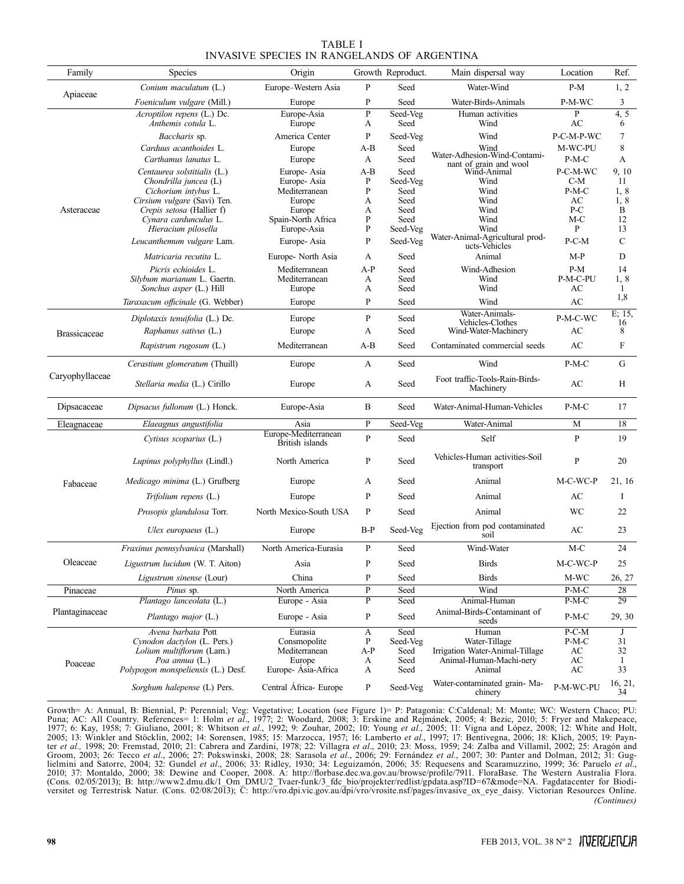TABLE I
INVASIVE SPECIES IN RANGELANDS OF ARGENTINA

| Family | Species | Origin | Growth | Reproduct. | Main dispersal way | Location | Ref. |
|---|---|---|---|---|---|---|---|
| Apiaceae | *Conium maculatum* (L.) | Europe–Western Asia | P | Seed | Water-Wind | P-M | 1, 2 |
| | *Foeniculum vulgare* (Mill.) | Europe | P | Seed | Water-Birds-Animals | P-M-WC | 3 |
| Asteraceae | *Acroptilon repens* (L.) Dc. | Europe-Asia | P | Seed-Veg | Human activities | P | 4, 5 |
| | *Anthemis cotula* L. | Europe | A | Seed | Wind | AC | 6 |
| | *Baccharis* sp. | America Center | P | Seed-Veg | Wind | P-C-M-P-WC | 7 |
| | *Carduus acanthoides* L. | Europe | A-B | Seed | Wind | M-WC-PU | 8 |
| | *Carthamus lanatus* L. | Europe | A | Seed | Water-Adhesion-Wind-Contaminant of grain and wool | P-M-C | A |
| | *Centaurea solstitialis* (L.) | Europe- Asia | A-B | Seed | Wind-Animal | P-C-M-WC | 9, 10 |
| | *Chondrilla juncea* (L) | Europe- Asia | P | Seed-Veg | Wind | C-M | 11 |
| | *Cichorium intybus* L. | Mediterranean | P | Seed | Wind | P-M-C | 1, 8 |
| | *Cirsium vulgare* (Savi) Ten. | Europe | A | Seed | Wind | AC | 1, 8 |
| | *Crepis setosa* (Hallier f) | Europe | A | Seed | Wind | P-C | B |
| | *Cynara cardunculus* L. | Spain-North Africa | P | Seed | Wind | M-C | 12 |
| | *Hieracium pilosella* | Europe-Asia | P | Seed-Veg | Wind | P | 13 |
| | *Leucanthemum vulgare* Lam. | Europe- Asia | P | Seed-Veg | Water-Animal-Agricultural products-Vehicles | P-C-M | C |
| | *Matricaria recutita* L. | Europe- North Asia | A | Seed | Animal | M-P | D |
| | *Picris echioides* L. | Mediterranean | A-P | Seed | Wind-Adhesion | P-M | 14 |
| | *Silybum marianum* L. Gaertn. | Mediterranean | A | Seed | Wind | P-M-C-PU | 1, 8 |
| | *Sonchus asper* (L.) Hill | Europe | A | Seed | Wind | AC | 1 |
| | *Taraxacum officinale* (G. Webber) | Europe | P | Seed | Wind | AC | 1,8 |
| Brassicaceae | *Diplotaxis tenuifolia* (L.) Dc. | Europe | P | Seed | Water-Animals-Vehicles-Clothes | P-M-C-WC | E; 15, 16 |
| | *Raphanus sativus* (L.) | Europe | A | Seed | Wind-Water-Machinery | AC | 8 |
| | *Rapistrum rugosum* (L.) | Mediterranean | A-B | Seed | Contaminated commercial seeds | AC | F |
| Caryophyllaceae | *Cerastium glomeratum* (Thuill) | Europe | A | Seed | Wind | P-M-C | G |
| | *Stellaria media* (L.) Cirillo | Europe | A | Seed | Foot traffic-Tools-Rain-Birds-Machinery | AC | H |
| Dipsacaceae | *Dipsacus fullonum* (L.) Honck. | Europe-Asia | B | Seed | Water-Animal-Human-Vehicles | P-M-C | 17 |
| Eleagnaceae | *Elaeagnus angustifolia* | Asia | P | Seed-Veg | Water-Animal | M | 18 |
| Fabaceae | *Cytisus scoparius* (L.) | Europe-Mediterranean British islands | P | Seed | Self | P | 19 |
| | *Lupinus polyphyllus* (Lindl.) | North America | P | Seed | Vehicles-Human activities-Soil transport | P | 20 |
| | *Medicago minima* (L.) Grufberg | Europe | A | Seed | Animal | M-C-WC-P | 21, 16 |
| | *Trifolium repens* (L.) | Europe | P | Seed | Animal | AC | I |
| | *Prosopis glandulosa* Torr. | North Mexico-South USA | P | Seed | Animal | WC | 22 |
| | *Ulex europaeus* (L.) | Europe | B-P | Seed-Veg | Ejection from pod contaminated soil | AC | 23 |
| Oleaceae | *Fraxinus pennsylvanica* (Marshall) | North America-Eurasia | P | Seed | Wind-Water | M-C | 24 |
| | *Ligustrum lucidum* (W. T. Aiton) | Asia | P | Seed | Birds | M-C-WC-P | 25 |
| | *Ligustrum sinense* (Lour) | China | P | Seed | Birds | M-WC | 26, 27 |
| Pinaceae | *Pinus* sp. | North America | P | Seed | Wind | P-M-C | 28 |
| Plantaginaceae | *Plantago lanceolata* (L.) | Europe - Asia | P | Seed | Animal-Human | P-M-C | 29 |
| | *Plantago major* (L.) | Europe - Asia | P | Seed | Animal-Birds-Contaminant of seeds | P-M-C | 29, 30 |
| Poaceae | *Avena barbata* Pott | Eurasia | A | Seed | Human | P-C-M | J |
| | *Cynodon dactylon* (L. Pers.) | Consmopolite | P | Seed-Veg | Water-Tillage | P-M-C | 31 |
| | *Lolium multiflorum* (Lam.) | Mediterranean | A-P | Seed | Irrigation Water-Animal-Tillage | AC | 32 |
| | *Poa annua* (L.) | Europe | A | Seed | Animal-Human-Machi-nery | AC | 1 |
| | *Polypogon monspeliensis* (L.) Desf. | Europe- Ásia-Africa | A | Seed | Animal | AC | 33 |
| | *Sorghum halepense* (L) Pers. | Central África- Europe | P | Seed-Veg | Water-contaminated grain- Machinery | P-M-WC-PU | 16, 21, 34 |

Growth= A: Annual, B: Biennial, P: Perennial; Veg: Vegetative; Location (see Figure 1)= P: Patagonia: C:Caldenal; M: Monte; WC: Western Chaco; PU: Puna; AC: All Country. References= 1: Holm *et al*., 1977; 2: Woodard, 2008; 3: Erskine and Rejmánek, 2005; 4: Bezic, 2010; 5: Fryer and Makepeace, 1977; 6: Kay, 1958; 7: Giuliano, 2001; 8: Whitson *et al*., 1992; 9: Zouhar, 2002; 10: Young *et al*., 2005; 11: Vigna and López, 2008; 12: White and Holt, 2005; 13: Winkler and Stöcklin, 2002; 14: Sorensen, 1985; 15: Marzocca, 1957; 16: Lamberto *et al*., 1997; 17: Bentivegna, 2006; 18: Klich, 2005; 19: Paynter *et al.,* 1998; 20: Fremstad, 2010; 21: Cabrera and Zardini, 1978; 22: Villagra *et al*., 2010; 23: Moss, 1959; 24: Zalba and Villamil, 2002; 25: Aragón and Groom, 2003; 26: Tecco *et al*., 2006; 27: Pokswinski, 2008; 28: Sarasola *et al*., 2006; 29: Fernández *et al*., 2007; 30: Panter and Dolman, 2012; 31: Guglielmini and Satorre, 2004; 32: Gundel *et al*., 2006; 33: Ridley, 1930; 34: Leguizamón, 2006; 35: Requesens and Scaramuzzino, 1999; 36: Paruelo *et al*., 2010; 37: Montaldo, 2000; 38: Dewine and Cooper, 2008. A: http://florbase.dec.wa.gov.au/browse/profile/7911. FloraBase. The Western Australia Flora. (Cons. 02/05/2013); B: http://www2.dmu.dk/1_Om_DMU/2_Tvaer-funk/3_fdc_bio/projekter/redlist/gpdata.asp?ID=67&mode=NA. Fagdatacenter for Biodiversitet og Terrestrisk Natur. (Cons. 02/08/2013); C: http://vro.dpi.vic.gov.au/dpi/vro/vrosite.nsf/pages/invasive_ox_eye_daisy. Victorian Resources Online.

*(Continues)*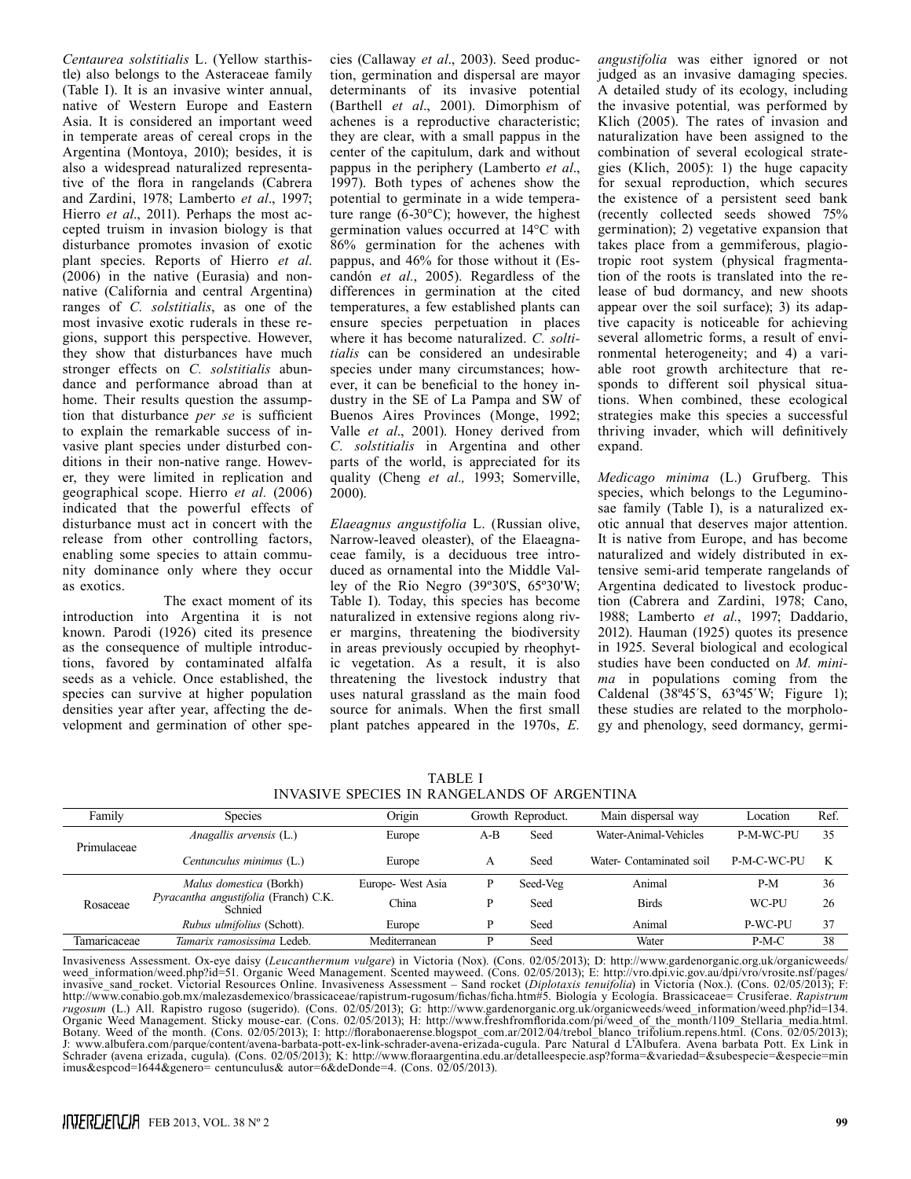*Centaurea solstitialis* L. (Yellow starthistle) also belongs to the Asteraceae family (Table I). It is an invasive winter annual, native of Western Europe and Eastern Asia. It is considered an important weed in temperate areas of cereal crops in the Argentina (Montoya, 2010); besides, it is also a widespread naturalized representative of the flora in rangelands (Cabrera and Zardini, 1978; Lamberto *et al*., 1997; Hierro *et al*., 2011). Perhaps the most accepted truism in invasion biology is that disturbance promotes invasion of exotic plant species. Reports of Hierro *et al*. (2006) in the native (Eurasia) and nonnative (California and central Argentina) ranges of *C. solstitialis*, as one of the most invasive exotic ruderals in these regions, support this perspective. However, they show that disturbances have much stronger effects on *C. solstitialis* abundance and performance abroad than at home. Their results question the assumption that disturbance *per se* is sufficient to explain the remarkable success of invasive plant species under disturbed conditions in their non-native range. However, they were limited in replication and geographical scope. Hierro *et al*. (2006) indicated that the powerful effects of disturbance must act in concert with the release from other controlling factors, enabling some species to attain community dominance only where they occur as exotics.

The exact moment of its introduction into Argentina it is not known. Parodi (1926) cited its presence as the consequence of multiple introductions, favored by contaminated alfalfa seeds as a vehicle. Once established, the species can survive at higher population densities year after year, affecting the development and germination of other species (Callaway *et al*., 2003). Seed production, germination and dispersal are mayor determinants of its invasive potential (Barthell *et al*., 2001). Dimorphism of achenes is a reproductive characteristic; they are clear, with a small pappus in the center of the capitulum, dark and without pappus in the periphery (Lamberto *et al*., 1997). Both types of achenes show the potential to germinate in a wide temperature range (6-30°C); however, the highest germination values occurred at 14°C with 86% germination for the achenes with pappus, and 46% for those without it (Escandón *et al*., 2005). Regardless of the differences in germination at the cited temperatures, a few established plants can ensure species perpetuation in places where it has become naturalized. *C. soltitialis* can be considered an undesirable species under many circumstances; however, it can be beneficial to the honey industry in the SE of La Pampa and SW of Buenos Aires Provinces (Monge, 1992; Valle *et al*., 2001). Honey derived from *C. solstitialis* in Argentina and other parts of the world, is appreciated for its quality (Cheng *et al.,* 1993; Somerville, 2000).

*Elaeagnus angustifolia* L. (Russian olive, Narrow-leaved oleaster), of the Elaeagnaceae family, is a deciduous tree introduced as ornamental into the Middle Valley of the Rio Negro (39º30'S, 65º30'W; Table I). Today, this species has become naturalized in extensive regions along river margins, threatening the biodiversity in areas previously occupied by rheophytic vegetation. As a result, it is also threatening the livestock industry that uses natural grassland as the main food source for animals. When the first small plant patches appeared in the 1970s, *E. angustifolia* was either ignored or not judged as an invasive damaging species. A detailed study of its ecology, including the invasive potential*,* was performed by Klich (2005). The rates of invasion and naturalization have been assigned to the combination of several ecological strategies (Klich, 2005): 1) the huge capacity for sexual reproduction, which secures the existence of a persistent seed bank (recently collected seeds showed 75% germination); 2) vegetative expansion that takes place from a gemmiferous, plagiotropic root system (physical fragmentation of the roots is translated into the release of bud dormancy, and new shoots appear over the soil surface); 3) its adaptive capacity is noticeable for achieving several allometric forms, a result of environmental heterogeneity; and 4) a variable root growth architecture that responds to different soil physical situations. When combined, these ecological strategies make this species a successful thriving invader, which will definitively expand.

*Medicago minima* (L.) Grufberg. This species, which belongs to the Leguminosae family (Table I), is a naturalized exotic annual that deserves major attention. It is native from Europe, and has become naturalized and widely distributed in extensive semi-arid temperate rangelands of Argentina dedicated to livestock production (Cabrera and Zardini, 1978; Cano, 1988; Lamberto *et al*., 1997; Daddario, 2012). Hauman (1925) quotes its presence in 1925. Several biological and ecological studies have been conducted on *M. minima* in populations coming from the Caldenal (38º45´S, 63º45´W; Figure 1); these studies are related to the morphology and phenology, seed dormancy, germi-

TABLE I
INVASIVE SPECIES IN RANGELANDS OF ARGENTINA

| Family | Species | Origin | Growth | Reproduct. | Main dispersal way | Location | Ref. |
|---|---|---|---|---|---|---|---|
| Primulaceae | *Anagallis arvensis* (L.) | Europe | A-B | Seed | Water-Animal-Vehicles | P-M-WC-PU | 35 |
| | *Centunculus minimus* (L.) | Europe | A | Seed | Water- Contaminated soil | P-M-C-WC-PU | K |
| Rosaceae | *Malus domestica* (Borkh) | Europe- West Asia | P | Seed-Veg | Animal | P-M | 36 |
| | *Pyracantha angustifolia* (Franch) C.K. Schnied | China | P | Seed | Birds | WC-PU | 26 |
| | *Rubus ulmifolius* (Schott). | Europe | P | Seed | Animal | P-WC-PU | 37 |
| Tamaricaceae | *Tamarix ramosissima* Ledeb. | Mediterranean | P | Seed | Water | P-M-C | 38 |

Invasiveness Assessment. Ox-eye daisy (*Leucanthermum vulgare*) in Victoria (Nox). (Cons. 02/05/2013); D: http://www.gardenorganic.org.uk/organicweeds/weed_information/weed.php?id=51. Organic Weed Management. Scented mayweed. (Cons. 02/05/2013); E: http://vro.dpi.vic.gov.au/dpi/vro/vrosite.nsf/pages/invasive_sand_rocket. Victorial Resources Online. Invasiveness Assessment – Sand rocket (*Diplotaxis tenuifolia*) in Victoria (Nox.). (Cons. 02/05/2013); F: http://www.conabio.gob.mx/malezasdemexico/brassicaceae/rapistrum-rugosum/fichas/ficha.htm#5. Biología y Ecología. Brassicaceae= Crusiferae. *Rapistrum rugosum* (L.) All. Rapistro rugoso (sugerido). (Cons. 02/05/2013); G: http://www.gardenorganic.org.uk/organicweeds/weed_information/weed.php?id=134. Organic Weed Management. Sticky mouse-ear. (Cons. 02/05/2013); H: http://www.freshfromflorida.com/pi/weed_of_the_month/1109_Stellaria_media.html. Botany. Weed of the month. (Cons. 02/05/2013); I: http://florabonaerense.blogspot_com.ar/2012/04/trebol_blanco_trifolium.repens.html. (Cons. 02/05/2013); J: www.albufera.com/parque/content/avena-barbata-pott-ex-link-schrader-avena-erizada-cugula. Parc Natural d L'Albufera. Avena barbata Pott. Ex Link in Schrader (avena erizada, cugula). (Cons. 02/05/2013); K: http://www.floraargentina.edu.ar/detalleespecie.asp?forma=&variedad=&subespecie=&especie=minimus&espcod=1644&genero= centunculus& autor=6&deDonde=4. (Cons. 02/05/2013).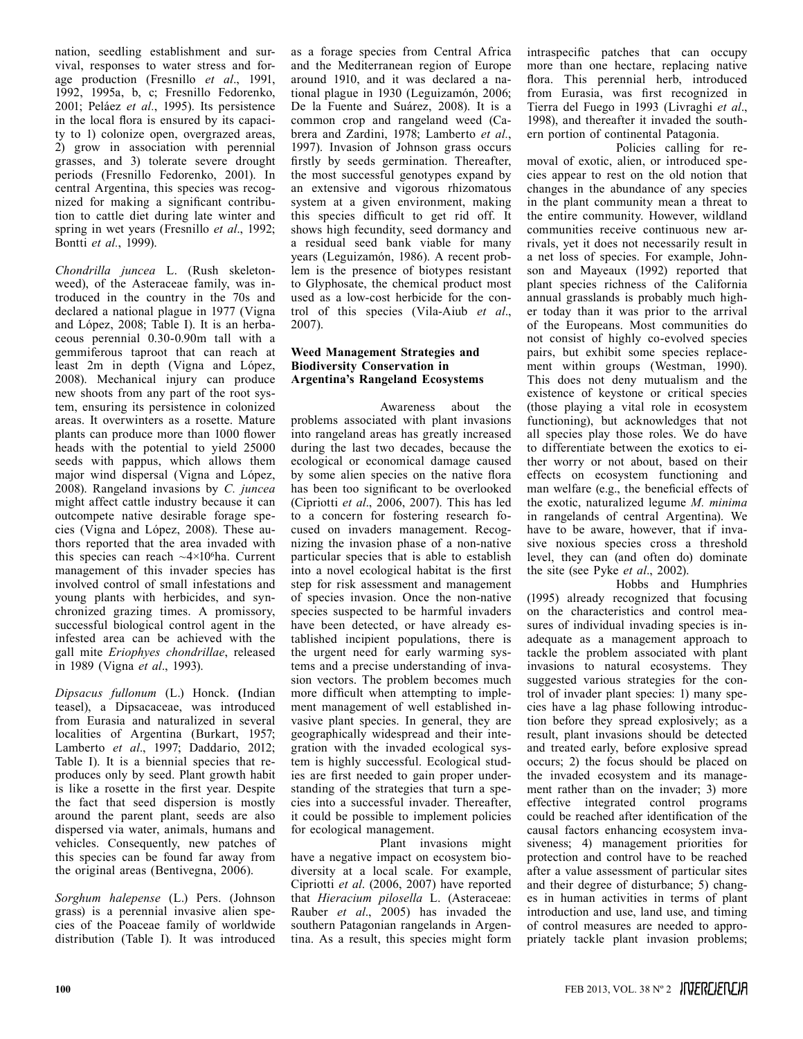nation, seedling establishment and survival, responses to water stress and forage production (Fresnillo *et al*., 1991, 1992, 1995a, b, c; Fresnillo Fedorenko, 2001; Peláez *et al*., 1995). Its persistence in the local flora is ensured by its capacity to 1) colonize open, overgrazed areas, 2) grow in association with perennial grasses, and 3) tolerate severe drought periods (Fresnillo Fedorenko, 2001). In central Argentina, this species was recognized for making a significant contribution to cattle diet during late winter and spring in wet years (Fresnillo *et al*., 1992; Bontti *et al*., 1999).

*Chondrilla juncea* L. (Rush skeletonweed), of the Asteraceae family, was introduced in the country in the 70s and declared a national plague in 1977 (Vigna and López, 2008; Table I). It is an herbaceous perennial 0.30-0.90m tall with a gemmiferous taproot that can reach at least 2m in depth (Vigna and López, 2008). Mechanical injury can produce new shoots from any part of the root system, ensuring its persistence in colonized areas. It overwinters as a rosette. Mature plants can produce more than 1000 flower heads with the potential to yield 25000 seeds with pappus, which allows them major wind dispersal (Vigna and López, 2008). Rangeland invasions by *C. juncea* might affect cattle industry because it can outcompete native desirable forage species (Vigna and López, 2008). These authors reported that the area invaded with this species can reach $\sim 4 \times 10^6$ha. Current management of this invader species has involved control of small infestations and young plants with herbicides, and synchronized grazing times. A promissory, successful biological control agent in the infested area can be achieved with the gall mite *Eriophyes chondrillae*, released in 1989 (Vigna *et al*., 1993).

*Dipsacus fullonum* (L.) Honck. (Indian teasel), a Dipsacaceae, was introduced from Eurasia and naturalized in several localities of Argentina (Burkart, 1957; Lamberto *et al*., 1997; Daddario, 2012; Table I). It is a biennial species that reproduces only by seed. Plant growth habit is like a rosette in the first year. Despite the fact that seed dispersion is mostly around the parent plant, seeds are also dispersed via water, animals, humans and vehicles. Consequently, new patches of this species can be found far away from the original areas (Bentivegna, 2006).

*Sorghum halepense* (L.) Pers. (Johnson grass) is a perennial invasive alien species of the Poaceae family of worldwide distribution (Table I). It was introduced as a forage species from Central Africa and the Mediterranean region of Europe around 1910, and it was declared a national plague in 1930 (Leguizamón, 2006; De la Fuente and Suárez, 2008). It is a common crop and rangeland weed (Cabrera and Zardini, 1978; Lamberto *et al*., 1997). Invasion of Johnson grass occurs firstly by seeds germination. Thereafter, the most successful genotypes expand by an extensive and vigorous rhizomatous system at a given environment, making this species difficult to get rid off. It shows high fecundity, seed dormancy and a residual seed bank viable for many years (Leguizamón, 1986). A recent problem is the presence of biotypes resistant to Glyphosate, the chemical product most used as a low-cost herbicide for the control of this species (Vila-Aiub *et al*., 2007).

### Weed Management Strategies and Biodiversity Conservation in Argentina's Rangeland Ecosystems

Awareness about the problems associated with plant invasions into rangeland areas has greatly increased during the last two decades, because the ecological or economical damage caused by some alien species on the native flora has been too significant to be overlooked (Cipriotti *et al*., 2006, 2007). This has led to a concern for fostering research focused on invaders management. Recognizing the invasion phase of a non-native particular species that is able to establish into a novel ecological habitat is the first step for risk assessment and management of species invasion. Once the non-native species suspected to be harmful invaders have been detected, or have already established incipient populations, there is the urgent need for early warming systems and a precise understanding of invasion vectors. The problem becomes much more difficult when attempting to implement management of well established invasive plant species. In general, they are geographically widespread and their integration with the invaded ecological system is highly successful. Ecological studies are first needed to gain proper understanding of the strategies that turn a species into a successful invader. Thereafter, it could be possible to implement policies for ecological management.

Plant invasions might have a negative impact on ecosystem biodiversity at a local scale. For example, Cipriotti *et al*. (2006, 2007) have reported that *Hieracium pilosella* L. (Asteraceae: Rauber *et al*., 2005) has invaded the southern Patagonian rangelands in Argentina. As a result, this species might form intraspecific patches that can occupy more than one hectare, replacing native flora. This perennial herb, introduced from Eurasia, was first recognized in Tierra del Fuego in 1993 (Livraghi *et al*., 1998), and thereafter it invaded the southern portion of continental Patagonia.

Policies calling for removal of exotic, alien, or introduced species appear to rest on the old notion that changes in the abundance of any species in the plant community mean a threat to the entire community. However, wildland communities receive continuous new arrivals, yet it does not necessarily result in a net loss of species. For example, Johnson and Mayeaux (1992) reported that plant species richness of the California annual grasslands is probably much higher today than it was prior to the arrival of the Europeans. Most communities do not consist of highly co-evolved species pairs, but exhibit some species replacement within groups (Westman, 1990). This does not deny mutualism and the existence of keystone or critical species (those playing a vital role in ecosystem functioning), but acknowledges that not all species play those roles. We do have to differentiate between the exotics to either worry or not about, based on their effects on ecosystem functioning and man welfare (e.g., the beneficial effects of the exotic, naturalized legume *M. minima* in rangelands of central Argentina). We have to be aware, however, that if invasive noxious species cross a threshold level, they can (and often do) dominate the site (see Pyke *et al*., 2002).

Hobbs and Humphries (1995) already recognized that focusing on the characteristics and control measures of individual invading species is inadequate as a management approach to tackle the problem associated with plant invasions to natural ecosystems. They suggested various strategies for the control of invader plant species: 1) many species have a lag phase following introduction before they spread explosively; as a result, plant invasions should be detected and treated early, before explosive spread occurs; 2) the focus should be placed on the invaded ecosystem and its management rather than on the invader; 3) more effective integrated control programs could be reached after identification of the causal factors enhancing ecosystem invasiveness; 4) management priorities for protection and control have to be reached after a value assessment of particular sites and their degree of disturbance; 5) changes in human activities in terms of plant introduction and use, land use, and timing of control measures are needed to appropriately tackle plant invasion problems;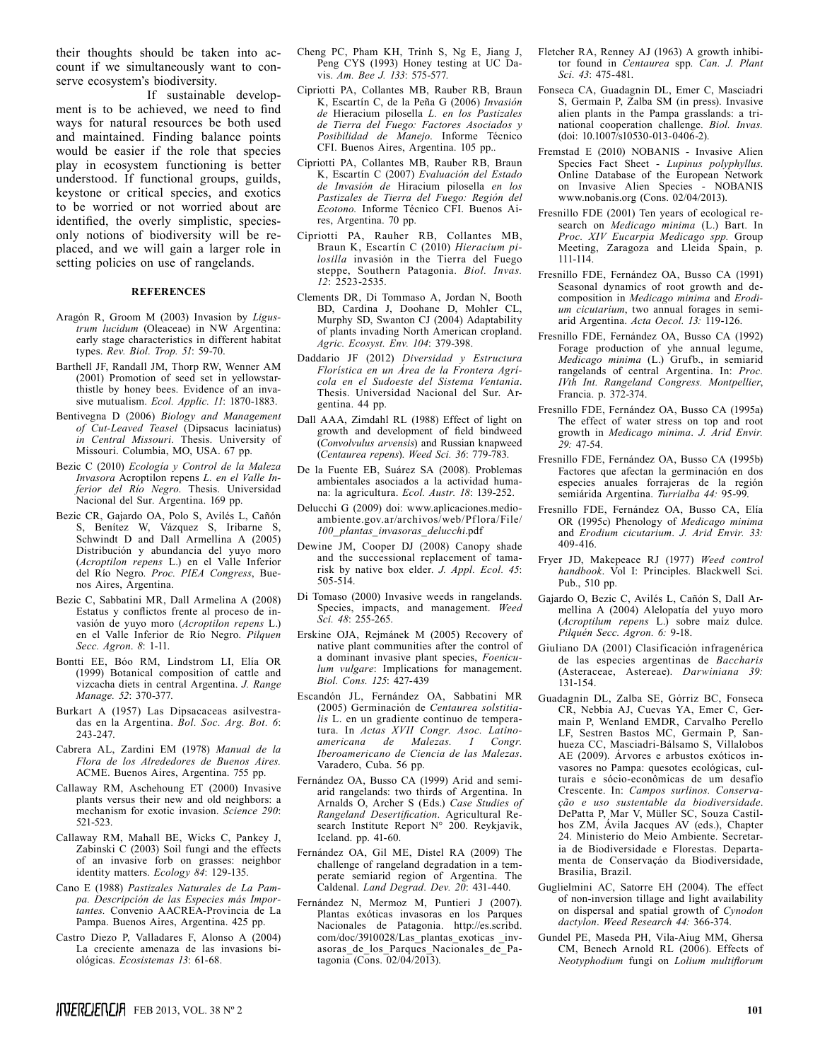their thoughts should be taken into account if we simultaneously want to conserve ecosystem's biodiversity.

If sustainable development is to be achieved, we need to find ways for natural resources be both used and maintained. Finding balance points would be easier if the role that species play in ecosystem functioning is better understood. If functional groups, guilds, keystone or critical species, and exotics to be worried or not worried about are identified, the overly simplistic, species-only notions of biodiversity will be replaced, and we will gain a larger role in setting policies on use of rangelands.

## REFERENCES

Aragón R, Groom M (2003) Invasion by *Ligustrum lucidum* (Oleaceae) in NW Argentina: early stage characteristics in different habitat types. *Rev. Biol. Trop. 51*: 59-70.

Barthell JF, Randall JM, Thorp RW, Wenner AM (2001) Promotion of seed set in yellowstar-thistle by honey bees. Evidence of an invasive mutualism. *Ecol. Applic. 11*: 1870-1883.

Bentivegna D (2006) *Biology and Management of Cut-Leaved Teasel* (Dipsacus laciniatus) *in Central Missouri*. Thesis. University of Missouri. Columbia, MO, USA. 67 pp.

Bezic C (2010) *Ecología y Control de la Maleza Invasora* Acroptilon repens *L. en el Valle Inferior del Río Negro.* Thesis. Universidad Nacional del Sur. Argentina. 169 pp.

Bezic CR, Gajardo OA, Polo S, Avilés L, Cañón S, Benítez W, Vázquez S, Iribarne S, Schwindt D and Dall Armellina A (2005) Distribución y abundancia del yuyo moro (*Acroptilon repens* L.) en el Valle Inferior del Río Negro. *Proc. PIEA Congress*, Buenos Aires, Argentina.

Bezic C, Sabbatini MR, Dall Armelina A (2008) Estatus y conflictos frente al proceso de invasión de yuyo moro (*Acroptilon repens* L.) en el Valle Inferior de Río Negro. *Pilquen Secc. Agron*. *8*: 1-11.

Bontti EE, Bóo RM, Lindstrom LI, Elía OR (1999) Botanical composition of cattle and vizcacha diets in central Argentina. *J. Range Manage. 52*: 370-377.

Burkart A (1957) Las Dipsacaceas asilvestradas en la Argentina. *Bol. Soc. Arg. Bot*. *6*: 243-247.

Cabrera AL, Zardini EM (1978) *Manual de la Flora de los Alrededores de Buenos Aires.* ACME. Buenos Aires, Argentina. 755 pp.

Callaway RM, Aschehoung ET (2000) Invasive plants versus their new and old neighbors: a mechanism for exotic invasion. *Science 290*: 521-523.

Callaway RM, Mahall BE, Wicks C, Pankey J, Zabinski C (2003) Soil fungi and the effects of an invasive forb on grasses: neighbor identity matters. *Ecology 84*: 129-135.

Cano E (1988) *Pastizales Naturales de La Pampa. Descripción de las Especies más Importantes.* Convenio AACREA-Provincia de La Pampa. Buenos Aires, Argentina. 425 pp.

Castro Diezo P, Valladares F, Alonso A (2004) La creciente amenaza de las invasions biológicas. *Ecosistemas 13*: 61-68.

Cheng PC, Pham KH, Trinh S, Ng E, Jiang J, Peng CYS (1993) Honey testing at UC Davis. *Am. Bee J. 133*: 575-577.

Cipriotti PA, Collantes MB, Rauber RB, Braun K, Escartín C, de la Peña G (2006) *Invasión de* Hieracium pilosella *L. en los Pastizales de Tierra del Fuego: Factores Asociados y Posibilidad de Manejo.* Informe Técnico CFI. Buenos Aires, Argentina. 105 pp..

Cipriotti PA, Collantes MB, Rauber RB, Braun K, Escartín C (2007) *Evaluación del Estado de Invasión de* Hiracium pilosella *en los Pastizales de Tierra del Fuego: Región del Ecotono.* Informe Técnico CFI. Buenos Aires, Argentina. 70 pp.

Cipriotti PA, Rauher RB, Collantes MB, Braun K, Escartín C (2010) *Hieracium pilosella* invasión in the Tierra del Fuego steppe, Southern Patagonia. *Biol. Invas. 12*: 2523-2535.

Clements DR, Di Tommaso A, Jordan N, Booth BD, Cardina J, Doohane D, Mohler CL, Murphy SD, Swanton CJ (2004) Adaptability of plants invading North American cropland. *Agric. Ecosyst. Env. 104*: 379-398.

Daddario JF (2012) *Diversidad y Estructura Florística en un Área de la Frontera Agrícola en el Sudoeste del Sistema Ventania*. Thesis. Universidad Nacional del Sur. Argentina. 44 pp.

Dall AAA, Zimdahl RL (1988) Effect of light on growth and development of field bindweed (*Convolvulus arvensis*) and Russian knapweed (*Centaurea repens*). *Weed Sci. 36*: 779-783.

De la Fuente EB, Suárez SA (2008). Problemas ambientales asociados a la actividad humana: la agricultura. *Ecol. Austr. 18*: 139-252.

Delucchi G (2009) doi: www.aplicaciones.medioambiente.gov.ar/archivos/web/Pflora/File/*100_plantas_invasoras_delucchi*.pdf

Dewine JM, Cooper DJ (2008) Canopy shade and the successional replacement of tamarisk by native box elder. *J. Appl. Ecol. 45*: 505-514.

Di Tomaso (2000) Invasive weeds in rangelands. Species, impacts, and management. *Weed Sci. 48*: 255-265.

Erskine OJA, Rejmánek M (2005) Recovery of native plant communities after the control of a dominant invasive plant species, *Foeniculum vulgare*: Implications for management. *Biol. Cons. 125*: 427-439

Escandón JL, Fernández OA, Sabbatini MR (2005) Germinación de *Centaurea solstitialis* L. en un gradiente continuo de temperatura. In *Actas XVII Congr. Asoc. Latinoamericana de Malezas. I Congr. Iberoamericano de Ciencia de las Malezas*. Varadero, Cuba. 56 pp.

Fernández OA, Busso CA (1999) Arid and semiarid rangelands: two thirds of Argentina. In Arnalds O, Archer S (Eds.) *Case Studies of Rangeland Desertification*. Agricultural Research Institute Report N° 200. Reykjavik, Iceland. pp. 41-60.

Fernández OA, Gil ME, Distel RA (2009) The challenge of rangeland degradation in a temperate semiarid region of Argentina. The Caldenal. *Land Degrad. Dev. 20*: 431-440.

Fernández N, Mermoz M, Puntieri J (2007). Plantas exóticas invasoras en los Parques Nacionales de Patagonia. http://es.scribd.com/doc/3910028/Las_plantas_exoticas _invasoras_de_los_Parques_Nacionales_de_Patagonia (Cons. 02/04/2013).

Fletcher RA, Renney AJ (1963) A growth inhibitor found in *Centaurea* spp. *Can. J. Plant Sci. 43*: 475-481.

Fonseca CA, Guadagnin DL, Emer C, Masciadri S, Germain P, Zalba SM (in press). Invasive alien plants in the Pampa grasslands: a tri-national cooperation challenge. *Biol. Invas.* (doi: 10.1007/s10530-013-0406-2).

Fremstad E (2010) NOBANIS - Invasive Alien Species Fact Sheet - *Lupinus polyphyllus.* Online Database of the European Network on Invasive Alien Species - NOBANIS www.nobanis.org (Cons. 02/04/2013).

Fresnillo FDE (2001) Ten years of ecological research on *Medicago minima* (L.) Bart. In *Proc. XIV Eucarpia Medicago spp.* Group Meeting, Zaragoza and Lleida Spain, p. 111-114.

Fresnillo FDE, Fernández OA, Busso CA (1991) Seasonal dynamics of root growth and decomposition in *Medicago minima* and *Erodium cicutarium*, two annual forages in semiarid Argentina. *Acta Oecol. 13:* 119-126.

Fresnillo FDE, Fernández OA, Busso CA (1992) Forage production of yhe annual legume, *Medicago minima* (L.) Grufb., in semiarid rangelands of central Argentina. In: *Proc. IVth Int. Rangeland Congress. Montpellier*, Francia. p. 372-374.

Fresnillo FDE, Fernández OA, Busso CA (1995a) The effect of water stress on top and root growth in *Medicago minima*. *J. Arid Envir. 29:* 47-54.

Fresnillo FDE, Fernández OA, Busso CA (1995b) Factores que afectan la germinación en dos especies anuales forrajeras de la región semiárida Argentina. *Turrialba 44:* 95-99.

Fresnillo FDE, Fernández OA, Busso CA, Elía OR (1995c) Phenology of *Medicago minima* and *Erodium cicutarium*. *J. Arid Envir. 33:* 409-416.

Fryer JD, Makepeace RJ (1977) *Weed control handbook*. Vol I: Principles. Blackwell Sci. Pub., 510 pp.

Gajardo O, Bezic C, Avilés L, Cañón S, Dall Armellina A (2004) Alelopatía del yuyo moro (*Acroptilum repens* L.) sobre maíz dulce. *Pilquén Secc. Agron. 6:* 9-18.

Giuliano DA (2001) Clasificación infragenérica de las especies argentinas de *Baccharis* (Asteraceae, Astereae). *Darwiniana 39:* 131-154.

Guadagnin DL, Zalba SE, Górriz BC, Fonseca CR, Nebbia AJ, Cuevas YA, Emer C, Germain P, Wenland EMDR, Carvalho Perello LF, Sestren Bastos MC, Germain P, Sanhueza CC, Masciadri-Bálsamo S, Villalobos AE (2009). Árvores e arbustos exóticos invasores no Pampa: quesotes ecológicas, culturais e sócio-econômicas de um desafío Crescente. In: *Campos surlinos. Conservação e uso sustentable da biodiversidade*. DePatta P, Mar V, Müller SC, Souza Castilhos ZM, Ávila Jacques AV (eds.), Chapter 24. Ministerio do Meio Ambiente. Secretaria de Biodiversidade e Florestas. Departamenta de Conservaçáo da Biodiversidade, Brasilia, Brazil.

Guglielmini AC, Satorre EH (2004). The effect of non-inversion tillage and light availability on dispersal and spatial growth of *Cynodon dactylon*. *Weed Research 44:* 366-374.

Gundel PE, Maseda PH, Vila-Aiug MM, Ghersa CM, Benech Arnold RL (2006). Effects of *Neotyphodium* fungi on *Lolium multiflorum*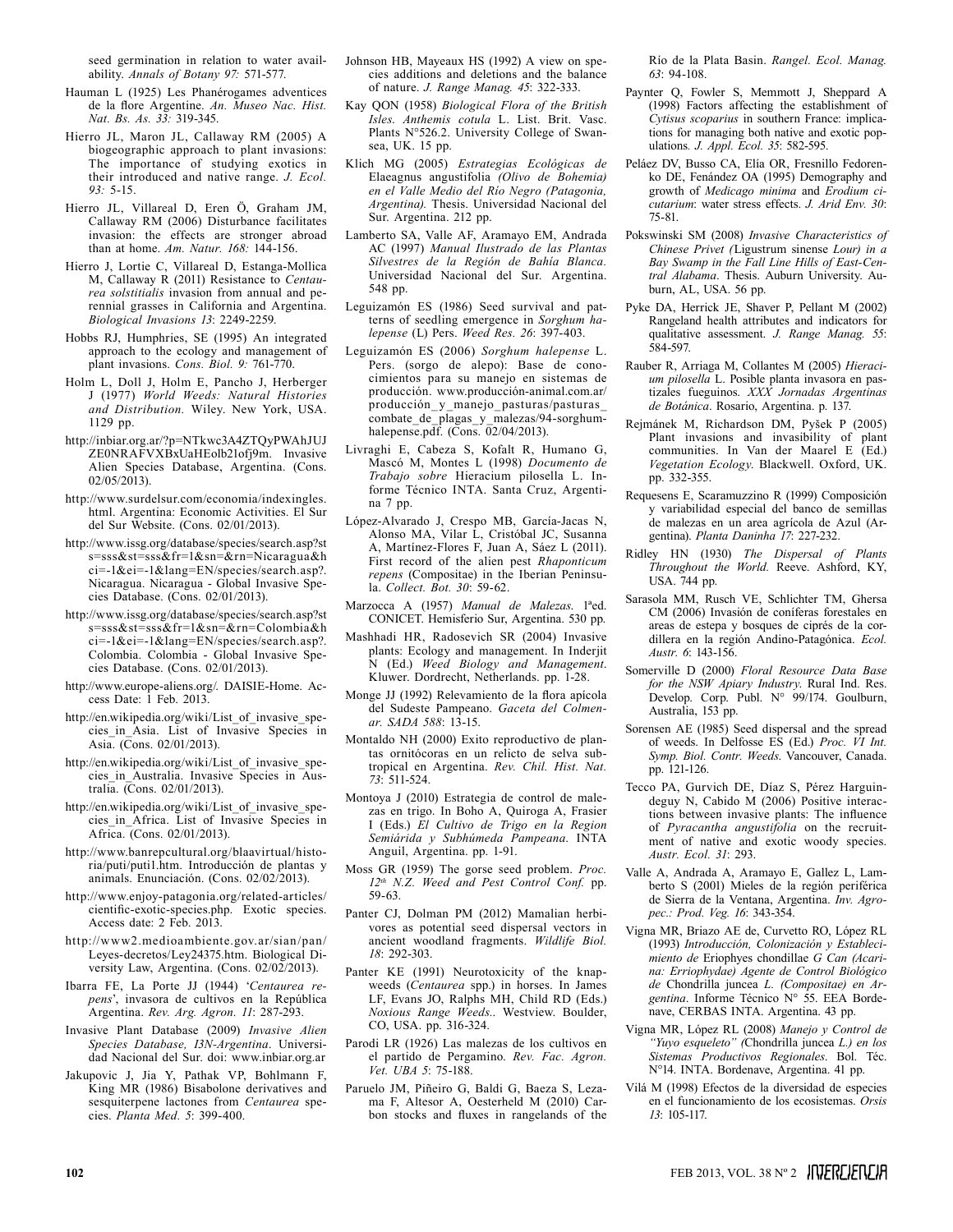seed germination in relation to water availability. *Annals of Botany 97:* 571-577.

Hauman L (1925) Les Phanérogames adventices de la flore Argentine. *An. Museo Nac. Hist. Nat. Bs. As. 33:* 319-345.

Hierro JL, Maron JL, Callaway RM (2005) A biogeographic approach to plant invasions: The importance of studying exotics in their introduced and native range. *J. Ecol. 93:* 5-15.

Hierro JL, Villareal D, Eren Ö, Graham JM, Callaway RM (2006) Disturbance facilitates invasion: the effects are stronger abroad than at home. *Am. Natur. 168:* 144-156.

Hierro J, Lortie C, Villareal D, Estanga-Mollica M, Callaway R (2011) Resistance to *Centaurea solstitialis* invasion from annual and perennial grasses in California and Argentina. *Biological Invasions 13*: 2249-2259.

Hobbs RJ, Humphries, SE (1995) An integrated approach to the ecology and management of plant invasions. *Cons. Biol. 9:* 761-770.

Holm L, Doll J, Holm E, Pancho J, Herberger J (1977) *World Weeds: Natural Histories and Distribution.* Wiley. New York, USA. 1129 pp.

http://inbiar.org.ar/?p=NTkwc3A4ZTQyPWAhJUJZE0NRAFVXBxUaHEolb2lofj9m. Invasive Alien Species Database, Argentina. (Cons. 02/05/2013).

http://www.surdelsur.com/economia/indexingles.html. Argentina: Economic Activities. El Sur del Sur Website. (Cons. 02/01/2013).

http://www.issg.org/database/species/search.asp?st s=sss&st=sss&fr=1&sn=&rn=Nicaragua&hci=-1&ei=-1&lang=EN/species/search.asp?. Nicaragua. Nicaragua - Global Invasive Species Database. (Cons. 02/01/2013).

http://www.issg.org/database/species/search.asp?st s=sss&st=sss&fr=1&sn=&rn=Colombia&hci=-1&ei=-1&lang=EN/species/search.asp?. Colombia. Colombia - Global Invasive Species Database. (Cons. 02/01/2013).

http://www.europe-aliens.org/. DAISIE-Home. Access Date: 1 Feb. 2013.

http://en.wikipedia.org/wiki/List_of_invasive_species_in_Asia. List of Invasive Species in Asia. (Cons. 02/01/2013).

http://en.wikipedia.org/wiki/List_of_invasive_species_in_Australia. Invasive Species in Australia. (Cons. 02/01/2013).

http://en.wikipedia.org/wiki/List_of_invasive_species_in_Africa. List of Invasive Species in Africa. (Cons. 02/01/2013).

http://www.banrepcultural.org/blaavirtual/historia/puti/puti1.htm. Introducción de plantas y animals. Enunciación. (Cons. 02/02/2013).

http://www.enjoy-patagonia.org/related-articles/scientific-exotic-species.php. Exotic species. Access date: 2 Feb. 2013.

http://www2.medioambiente.gov.ar/sian/pan/Leyes-decretos/Ley24375.htm. Biological Diversity Law, Argentina. (Cons. 02/02/2013).

Ibarra FE, La Porte JJ (1944) '*Centaurea repens*', invasora de cultivos en la República Argentina. *Rev. Arg. Agron. 11*: 287-293.

Invasive Plant Database (2009) *Invasive Alien Species Database, I3N-Argentina*. Universidad Nacional del Sur. doi: www.inbiar.org.ar

Jakupovic J, Jia Y, Pathak VP, Bohlmann F, King MR (1986) Bisabolone derivatives and sesquiterpene lactones from *Centaurea* species. *Planta Med. 5*: 399-400.

Johnson HB, Mayeaux HS (1992) A view on species additions and deletions and the balance of nature. *J. Range Manag. 45*: 322-333.

Kay QON (1958) *Biological Flora of the British Isles. Anthemis cotula* L. List. Brit. Vasc. Plants N°526.2. University College of Swansea, UK. 15 pp.

Klich MG (2005) *Estrategias Ecológicas de* Elaeagnus angustifolia *(Olivo de Bohemia) en el Valle Medio del Río Negro (Patagonia, Argentina).* Thesis. Universidad Nacional del Sur. Argentina. 212 pp.

Lamberto SA, Valle AF, Aramayo EM, Andrada AC (1997) *Manual Ilustrado de las Plantas Silvestres de la Región de Bahía Blanca*. Universidad Nacional del Sur. Argentina. 548 pp.

Leguizamón ES (1986) Seed survival and patterns of seedling emergence in *Sorghum halepense* (L) Pers. *Weed Res. 26*: 397-403.

Leguizamón ES (2006) *Sorghum halepense* L. Pers. (sorgo de alepo): Base de conocimientos para su manejo en sistemas de producción. www.producción-animal.com.ar/producción_y_manejo_pasturas/pasturas_combate_de_plagas_y_malezas/94-sorghum-halepense.pdf. (Cons. 02/04/2013).

Livraghi E, Cabeza S, Kofalt R, Humano G, Mascó M, Montes L (1998) *Documento de Trabajo sobre* Hieracium pilosella L. Informe Técnico INTA. Santa Cruz, Argentina 7 pp.

López-Alvarado J, Crespo MB, García-Jacas N, Alonso MA, Vilar L, Cristóbal JC, Susanna A, Martínez-Flores F, Juan A, Sáez L (2011). First record of the alien pest *Rhaponticum repens* (Compositae) in the Iberian Peninsula. *Collect. Bot. 30*: 59-62.

Marzocca A (1957) *Manual de Malezas.* 1ªed. CONICET. Hemisferio Sur, Argentina. 530 pp.

Mashhadi HR, Radosevich SR (2004) Invasive plants: Ecology and management. In Inderjit N (Ed.) *Weed Biology and Management*. Kluwer. Dordrecht, Netherlands. pp. 1-28.

Monge JJ (1992) Relevamiento de la flora apícola del Sudeste Pampeano. *Gaceta del Colmenar. SADA 588*: 13-15.

Montaldo NH (2000) Exito reproductivo de plantas ornitócoras en un relicto de selva subtropical en Argentina. *Rev. Chil. Hist. Nat. 73*: 511-524.

Montoya J (2010) Estrategia de control de malezas en trigo. In Boho A, Quiroga A, Frasier I (Eds.) *El Cultivo de Trigo en la Region Semiárida y Subhúmeda Pampeana*. INTA Anguil, Argentina. pp. 1-91.

Moss GR (1959) The gorse seed problem. *Proc. 12th N.Z. Weed and Pest Control Conf.* pp. 59-63.

Panter CJ, Dolman PM (2012) Mamalian herbivores as potential seed dispersal vectors in ancient woodland fragments. *Wildlife Biol. 18*: 292-303.

Panter KE (1991) Neurotoxicity of the knapweeds (*Centaurea* spp.) in horses. In James LF, Evans JO, Ralphs MH, Child RD (Eds.) *Noxious Range Weeds.*. Westview. Boulder, CO, USA. pp. 316-324.

Parodi LR (1926) Las malezas de los cultivos en el partido de Pergamino. *Rev. Fac. Agron. Vet. UBA 5*: 75-188.

Paruelo JM, Piñeiro G, Baldi G, Baeza S, Lezama F, Altesor A, Oesterheld M (2010) Carbon stocks and fluxes in rangelands of the Río de la Plata Basin. *Rangel. Ecol. Manag. 63*: 94-108.

Paynter Q, Fowler S, Memmott J, Sheppard A (1998) Factors affecting the establishment of *Cytisus scoparius* in southern France: implications for managing both native and exotic populations. *J. Appl. Ecol. 35*: 582-595.

Peláez DV, Busso CA, Elía OR, Fresnillo Fedorenko DE, Fenández OA (1995) Demography and growth of *Medicago minima* and *Erodium cicutarium*: water stress effects. *J. Arid Env. 30*: 75-81.

Pokswinski SM (2008) *Invasive Characteristics of Chinese Privet (*Ligustrum sinense *Lour) in a Bay Swamp in the Fall Line Hills of East-Central Alabama*. Thesis. Auburn University. Auburn, AL, USA. 56 pp.

Pyke DA, Herrick JE, Shaver P, Pellant M (2002) Rangeland health attributes and indicators for qualitative assessment. *J. Range Manag. 55*: 584-597.

Rauber R, Arriaga M, Collantes M (2005) *Hieracium pilosella* L. Posible planta invasora en pastizales fueguinos. *XXX Jornadas Argentinas de Botánica*. Rosario, Argentina. p. 137.

Rejmánek M, Richardson DM, Pyšek P (2005) Plant invasions and invasibility of plant communities. In Van der Maarel E (Ed.) *Vegetation Ecology*. Blackwell. Oxford, UK. pp. 332-355.

Requesens E, Scaramuzzino R (1999) Composición y variabilidad espacial del banco de semillas de malezas en un area agrícola de Azul (Argentina). *Planta Daninha 17*: 227-232.

Ridley HN (1930) *The Dispersal of Plants Throughout the World.* Reeve. Ashford, KY, USA. 744 pp.

Sarasola MM, Rusch VE, Schlichter TM, Ghersa CM (2006) Invasión de coníferas forestales en areas de estepa y bosques de ciprés de la cordillera en la región Andino-Patagónica. *Ecol. Austr. 6*: 143-156.

Somerville D (2000) *Floral Resource Data Base for the NSW Apiary Industry.* Rural Ind. Res. Develop. Corp. Publ. N° 99/174. Goulburn, Australia, 153 pp.

Sorensen AE (1985) Seed dispersal and the spread of weeds. In Delfosse ES (Ed.) *Proc. VI Int. Symp. Biol. Contr. Weeds.* Vancouver, Canada. pp. 121-126.

Tecco PA, Gurvich DE, Díaz S, Pérez Harguindeguy N, Cabido M (2006) Positive interactions between invasive plants: The influence of *Pyracantha angustifolia* on the recruitment of native and exotic woody species. *Austr. Ecol. 31*: 293.

Valle A, Andrada A, Aramayo E, Gallez L, Lamberto S (2001) Mieles de la región periférica de Sierra de la Ventana, Argentina. *Inv. Agropec.: Prod. Veg. 16*: 343-354.

Vigna MR, Briazo AE de, Curvetto RO, López RL (1993) *Introducción, Colonización y Establecimiento de* Eriophyes chondillae *G Can (Acarina: Erriophydae) Agente de Control Biológico de* Chondrilla juncea *L. (Compositae) en Argentina*. Informe Técnico N° 55. EEA Bordenave, CERBAS INTA. Argentina. 43 pp.

Vigna MR, López RL (2008) *Manejo y Control de "Yuyo esqueleto" (*Chondrilla juncea *L.) en los Sistemas Productivos Regionales*. Bol. Téc. N°14. INTA. Bordenave, Argentina. 41 pp.

Vilá M (1998) Efectos de la diversidad de especies en el funcionamiento de los ecosistemas. *Orsis 13*: 105-117.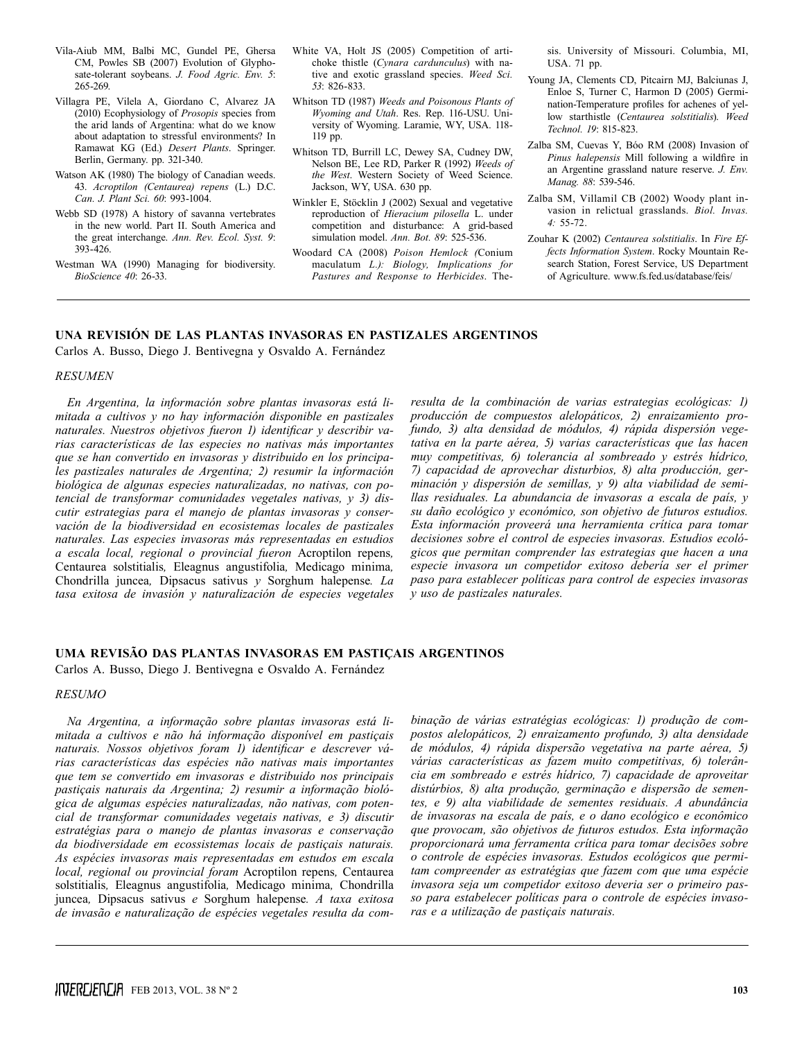Vila-Aiub MM, Balbi MC, Gundel PE, Ghersa CM, Powles SB (2007) Evolution of Glyphosate-tolerant soybeans. *J. Food Agric. Env. 5*: 265-269.

Villagra PE, Vilela A, Giordano C, Alvarez JA (2010) Ecophysiology of *Prosopis* species from the arid lands of Argentina: what do we know about adaptation to stressful environments? In Ramawat KG (Ed.) *Desert Plants*. Springer. Berlin, Germany. pp. 321-340.

Watson AK (1980) The biology of Canadian weeds. 43. *Acroptilon (Centaurea) repens* (L.) D.C. *Can. J. Plant Sci. 60*: 993-1004.

Webb SD (1978) A history of savanna vertebrates in the new world. Part II. South America and the great interchange. *Ann. Rev. Ecol. Syst. 9*: 393-426.

Westman WA (1990) Managing for biodiversity. *BioScience 40*: 26-33.

White VA, Holt JS (2005) Competition of artichoke thistle (*Cynara cardunculus*) with native and exotic grassland species. *Weed Sci. 53*: 826-833.

Whitson TD (1987) *Weeds and Poisonous Plants of Wyoming and Utah*. Res. Rep. 116-USU. University of Wyoming. Laramie, WY, USA. 118-119 pp.

Whitson TD, Burrill LC, Dewey SA, Cudney DW, Nelson BE, Lee RD, Parker R (1992) *Weeds of the West*. Western Society of Weed Science. Jackson, WY, USA. 630 pp.

Winkler E, Stöcklin J (2002) Sexual and vegetative reproduction of *Hieracium pilosella* L. under competition and disturbance: A grid-based simulation model. *Ann. Bot. 89*: 525-536.

Woodard CA (2008) *Poison Hemlock (*Conium maculatum *L.): Biology, Implications for Pastures and Response to Herbicides*. Thesis. University of Missouri. Columbia, MI, USA. 71 pp.

Young JA, Clements CD, Pitcairn MJ, Balciunas J, Enloe S, Turner C, Harmon D (2005) Germination-Temperature profiles for achenes of yellow starthistle (*Centaurea solstitialis*). *Weed Technol. 19*: 815-823.

Zalba SM, Cuevas Y, Bóo RM (2008) Invasion of *Pinus halepensis* Mill following a wildfire in an Argentine grassland nature reserve. *J. Env. Manag. 88*: 539-546.

Zalba SM, Villamil CB (2002) Woody plant invasion in relictual grasslands. *Biol. Invas. 4:* 55-72.

Zouhar K (2002) *Centaurea solstitialis*. In *Fire Effects Information System*. Rocky Mountain Research Station, Forest Service, US Department of Agriculture. www.fs.fed.us/database/feis/

---

## UNA REVISIÓN DE LAS PLANTAS INVASORAS EN PASTIZALES ARGENTINOS

Carlos A. Busso, Diego J. Bentivegna y Osvaldo A. Fernández

### *RESUMEN*

*En Argentina, la información sobre plantas invasoras está limitada a cultivos y no hay información disponible en pastizales naturales. Nuestros objetivos fueron 1) identificar y describir varias características de las especies no nativas más importantes que se han convertido en invasoras y distribuido en los principales pastizales naturales de Argentina; 2) resumir la información biológica de algunas especies naturalizadas, no nativas, con potencial de transformar comunidades vegetales nativas, y 3) discutir estrategias para el manejo de plantas invasoras y conservación de la biodiversidad en ecosistemas locales de pastizales naturales. Las especies invasoras más representadas en estudios a escala local, regional o provincial fueron* Acroptilon repens*,* Centaurea solstitialis*,* Eleagnus angustifolia*,* Medicago minima*,* Chondrilla juncea*,* Dipsacus sativus *y* Sorghum halepense*. La tasa exitosa de invasión y naturalización de especies vegetales resulta de la combinación de varias estrategias ecológicas: 1) producción de compuestos alelopáticos, 2) enraizamiento profundo, 3) alta densidad de módulos, 4) rápida dispersión vegetativa en la parte aérea, 5) varias características que las hacen muy competitivas, 6) tolerancia al sombreado y estrés hídrico, 7) capacidad de aprovechar disturbios, 8) alta producción, germinación y dispersión de semillas, y 9) alta viabilidad de semillas residuales. La abundancia de invasoras a escala de país, y su daño ecológico y económico, son objetivo de futuros estudios. Esta información proveerá una herramienta crítica para tomar decisiones sobre el control de especies invasoras. Estudios ecológicos que permitan comprender las estrategias que hacen a una especie invasora un competidor exitoso debería ser el primer paso para establecer políticas para control de especies invasoras y uso de pastizales naturales.*

---

## UMA REVISÃO DAS PLANTAS INVASORAS EM PASTIÇAIS ARGENTINOS

Carlos A. Busso, Diego J. Bentivegna e Osvaldo A. Fernández

### *RESUMO*

*Na Argentina, a informação sobre plantas invasoras está limitada a cultivos e não há informação disponível em pastiçais naturais. Nossos objetivos foram 1) identificar e descrever várias características das espécies não nativas mais importantes que tem se convertido em invasoras e distribuido nos principais pastiçais naturais da Argentina; 2) resumir a informação biológica de algumas espécies naturalizadas, não nativas, com potencial de transformar comunidades vegetais nativas, e 3) discutir estratégias para o manejo de plantas invasoras e conservação da biodiversidade em ecossistemas locais de pastiçais naturais. As espécies invasoras mais representadas em estudos em escala local, regional ou provincial foram* Acroptilon repens*,* Centaurea solstitialis*,* Eleagnus angustifolia*,* Medicago minima*,* Chondrilla juncea*,* Dipsacus sativus *e* Sorghum halepense*. A taxa exitosa de invasão e naturalização de espécies vegetales resulta da combinação de várias estratégias ecológicas: 1) produção de compostos alelopáticos, 2) enraizamento profundo, 3) alta densidade de módulos, 4) rápida dispersão vegetativa na parte aérea, 5) várias características as fazem muito competitivas, 6) tolerância em sombreado e estrés hídrico, 7) capacidade de aproveitar distúrbios, 8) alta produção, germinação e dispersão de sementes, e 9) alta viabilidade de sementes residuais. A abundância de invasoras na escala de país, e o dano ecológico e econômico que provocam, são objetivos de futuros estudos. Esta informação proporcionará uma ferramenta crítica para tomar decisões sobre o controle de espécies invasoras. Estudos ecológicos que permitam compreender as estratégias que fazem com que uma espécie invasora seja um competidor exitoso deveria ser o primeiro passo para estabelecer políticas para o controle de espécies invasoras e a utilização de pastiçais naturais.*